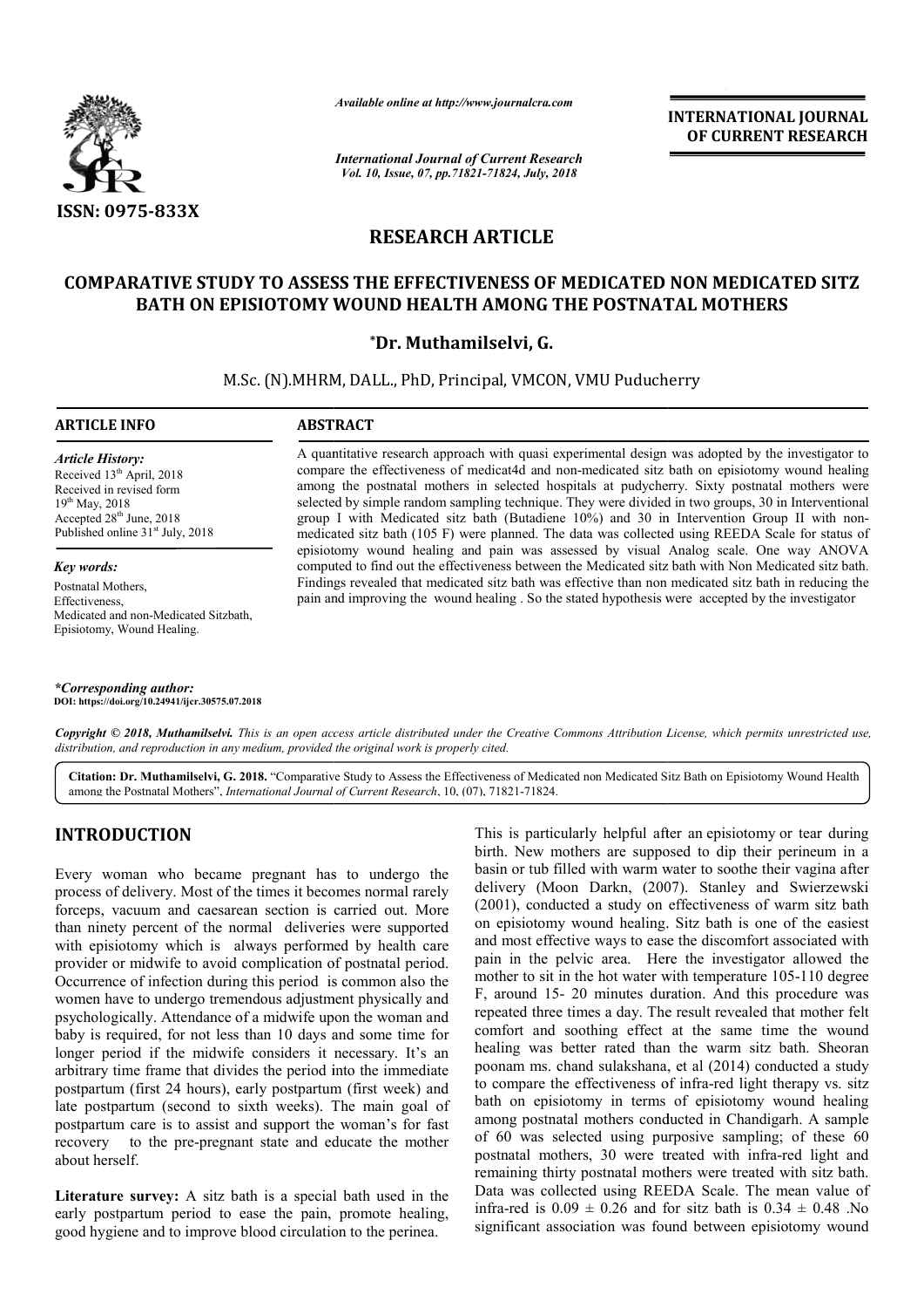*Available online at http://www.journalcra.com*

*International Journal of Current Research*
*Vol. 10, Issue, 07, pp.71821-71824, July, 2018*

**INTERNATIONAL JOURNAL OF CURRENT RESEARCH**

**ISSN: 0975-833X**

## RESEARCH ARTICLE

# COMPARATIVE STUDY TO ASSESS THE EFFECTIVENESS OF MEDICATED NON MEDICATED SITZ BATH ON EPISIOTOMY WOUND HEALTH AMONG THE POSTNATAL MOTHERS

**\*Dr. Muthamilselvi, G.**

M.Sc. (N).MHRM, DALL., PhD, Principal, VMCON, VMU Puducherry

### ARTICLE INFO

*Article History:*
Received 13th April, 2018
Received in revised form
19th May, 2018
Accepted 28th June, 2018
Published online 31st July, 2018

*Key words:*
Postnatal Mothers,
Effectiveness,
Medicated and non-Medicated Sitzbath,
Episiotomy, Wound Healing.

*\*Corresponding author:*
**DOI: https://doi.org/10.24941/ijcr.30575.07.2018**

### ABSTRACT

A quantitative research approach with quasi experimental design was adopted by the investigator to compare the effectiveness of medicat4d and non-medicated sitz bath on episiotomy wound healing among the postnatal mothers in selected hospitals at pudycherry. Sixty postnatal mothers were selected by simple random sampling technique. They were divided in two groups, 30 in Interventional group I with Medicated sitz bath (Butadiene 10%) and 30 in Intervention Group II with non-medicated sitz bath (105 F) were planned. The data was collected using REEDA Scale for status of episiotomy wound healing and pain was assessed by visual Analog scale. One way ANOVA computed to find out the effectiveness between the Medicated sitz bath with Non Medicated sitz bath. Findings revealed that medicated sitz bath was effective than non medicated sitz bath in reducing the pain and improving the wound healing . So the stated hypothesis were accepted by the investigator

*Copyright © 2018, Muthamilselvi. This is an open access article distributed under the Creative Commons Attribution License, which permits unrestricted use, distribution, and reproduction in any medium, provided the original work is properly cited.*

**Citation: Dr. Muthamilselvi, G. 2018.** "Comparative Study to Assess the Effectiveness of Medicated non Medicated Sitz Bath on Episiotomy Wound Health among the Postnatal Mothers", *International Journal of Current Research*, 10, (07), 71821-71824.

## INTRODUCTION

Every woman who became pregnant has to undergo the process of delivery. Most of the times it becomes normal rarely forceps, vacuum and caesarean section is carried out. More than ninety percent of the normal deliveries were supported with episiotomy which is always performed by health care provider or midwife to avoid complication of postnatal period. Occurrence of infection during this period is common also the women have to undergo tremendous adjustment physically and psychologically. Attendance of a midwife upon the woman and baby is required, for not less than 10 days and some time for longer period if the midwife considers it necessary. It's an arbitrary time frame that divides the period into the immediate postpartum (first 24 hours), early postpartum (first week) and late postpartum (second to sixth weeks). The main goal of postpartum care is to assist and support the woman's for fast recovery to the pre-pregnant state and educate the mother about herself.

**Literature survey:** A sitz bath is a special bath used in the early postpartum period to ease the pain, promote healing, good hygiene and to improve blood circulation to the perinea. This is particularly helpful after an episiotomy or tear during birth. New mothers are supposed to dip their perineum in a basin or tub filled with warm water to soothe their vagina after delivery (Moon Darkn, (2007). Stanley and Swierzewski (2001), conducted a study on effectiveness of warm sitz bath on episiotomy wound healing. Sitz bath is one of the easiest and most effective ways to ease the discomfort associated with pain in the pelvic area. Here the investigator allowed the mother to sit in the hot water with temperature 105-110 degree F, around 15- 20 minutes duration. And this procedure was repeated three times a day. The result revealed that mother felt comfort and soothing effect at the same time the wound healing was better rated than the warm sitz bath. Sheoran poonam ms. chand sulakshana, et al (2014) conducted a study to compare the effectiveness of infra-red light therapy vs. sitz bath on episiotomy in terms of episiotomy wound healing among postnatal mothers conducted in Chandigarh. A sample of 60 was selected using purposive sampling; of these 60 postnatal mothers, 30 were treated with infra-red light and remaining thirty postnatal mothers were treated with sitz bath. Data was collected using REEDA Scale. The mean value of infra-red is $0.09 \pm 0.26$ and for sitz bath is $0.34 \pm 0.48$ .No significant association was found between episiotomy wound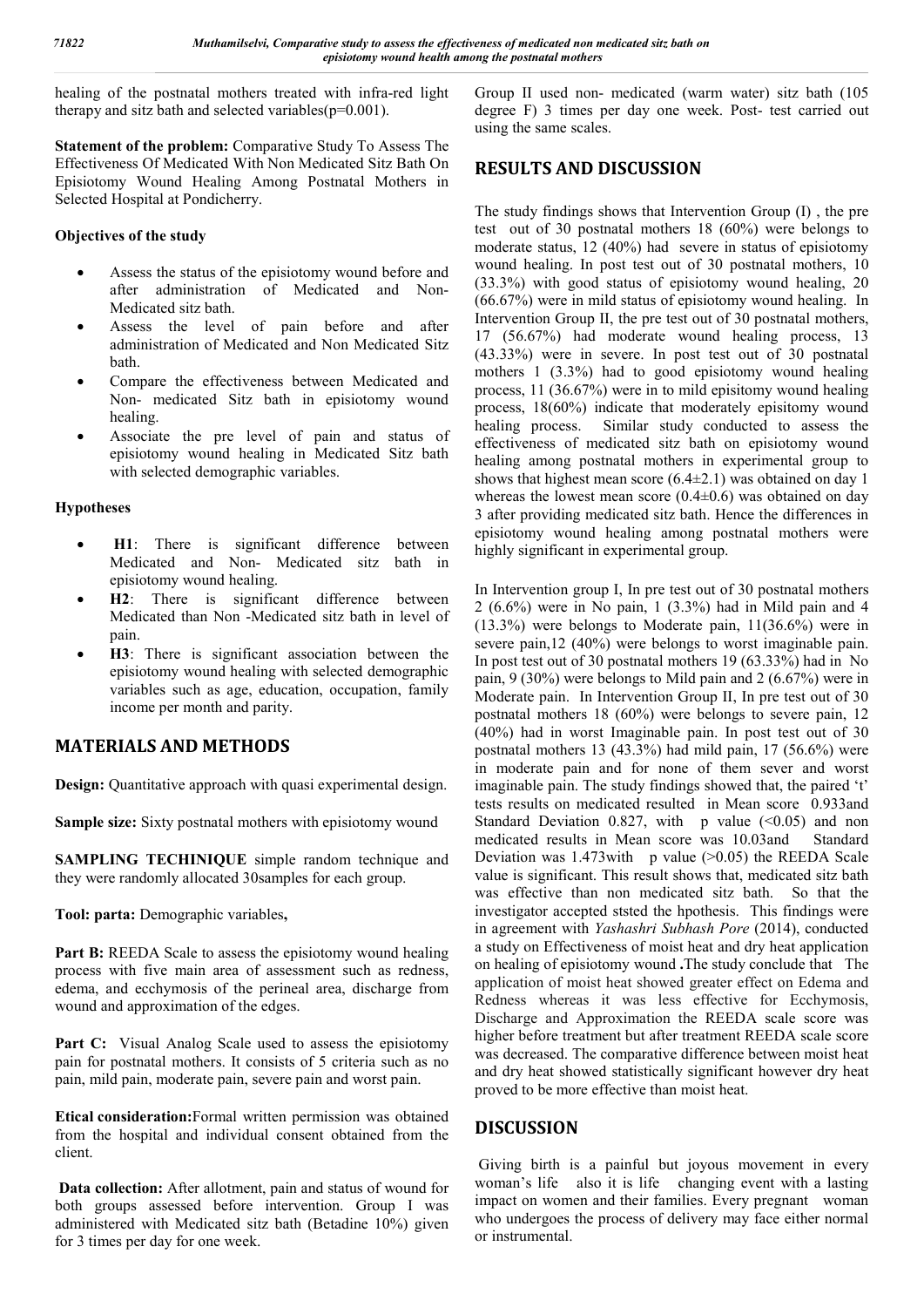healing of the postnatal mothers treated with infra-red light therapy and sitz bath and selected variables(p=0.001).

**Statement of the problem:** Comparative Study To Assess The Effectiveness Of Medicated With Non Medicated Sitz Bath On Episiotomy Wound Healing Among Postnatal Mothers in Selected Hospital at Pondicherry.

**Objectives of the study**

- Assess the status of the episiotomy wound before and after administration of Medicated and Non-Medicated sitz bath.
- Assess the level of pain before and after administration of Medicated and Non Medicated Sitz bath.
- Compare the effectiveness between Medicated and Non- medicated Sitz bath in episiotomy wound healing.
- Associate the pre level of pain and status of episiotomy wound healing in Medicated Sitz bath with selected demographic variables.

**Hypotheses**

- **H1**: There is significant difference between Medicated and Non- Medicated sitz bath in episiotomy wound healing.
- **H2**: There is significant difference between Medicated than Non -Medicated sitz bath in level of pain.
- **H3**: There is significant association between the episiotomy wound healing with selected demographic variables such as age, education, occupation, family income per month and parity.

## MATERIALS AND METHODS

**Design:** Quantitative approach with quasi experimental design.

**Sample size:** Sixty postnatal mothers with episiotomy wound

**SAMPLING TECHINIQUE** simple random technique and they were randomly allocated 30samples for each group.

**Tool: parta:** Demographic variables**,**

**Part B:** REEDA Scale to assess the episiotomy wound healing process with five main area of assessment such as redness, edema, and ecchymosis of the perineal area, discharge from wound and approximation of the edges.

**Part C:** Visual Analog Scale used to assess the episiotomy pain for postnatal mothers. It consists of 5 criteria such as no pain, mild pain, moderate pain, severe pain and worst pain.

**Etical consideration:**Formal written permission was obtained from the hospital and individual consent obtained from the client.

**Data collection:** After allotment, pain and status of wound for both groups assessed before intervention. Group I was administered with Medicated sitz bath (Betadine 10%) given for 3 times per day for one week. Group II used non- medicated (warm water) sitz bath (105 degree F) 3 times per day one week. Post- test carried out using the same scales.

## RESULTS AND DISCUSSION

The study findings shows that Intervention Group (I) , the pre test out of 30 postnatal mothers 18 (60%) were belongs to moderate status, 12 (40%) had severe in status of episiotomy wound healing. In post test out of 30 postnatal mothers, 10 (33.3%) with good status of episiotomy wound healing, 20 (66.67%) were in mild status of episiotomy wound healing. In Intervention Group II, the pre test out of 30 postnatal mothers, 17 (56.67%) had moderate wound healing process, 13 (43.33%) were in severe. In post test out of 30 postnatal mothers 1 (3.3%) had to good episiotomy wound healing process, 11 (36.67%) were in to mild epsitomy wound healing process, 18(60%) indicate that moderately epsitomy wound healing process. Similar study conducted to assess the effectiveness of medicated sitz bath on episiotomy wound healing among postnatal mothers in experimental group to shows that highest mean score (6.4±2.1) was obtained on day 1 whereas the lowest mean score (0.4±0.6) was obtained on day 3 after providing medicated sitz bath. Hence the differences in episiotomy wound healing among postnatal mothers were highly significant in experimental group.

In Intervention group I, In pre test out of 30 postnatal mothers 2 (6.6%) were in No pain, 1 (3.3%) had in Mild pain and 4 (13.3%) were belongs to Moderate pain, 11(36.6%) were in severe pain,12 (40%) were belongs to worst imaginable pain. In post test out of 30 postnatal mothers 19 (63.33%) had in No pain, 9 (30%) were belongs to Mild pain and 2 (6.67%) were in Moderate pain. In Intervention Group II, In pre test out of 30 postnatal mothers 18 (60%) were belongs to severe pain, 12 (40%) had in worst Imaginable pain. In post test out of 30 postnatal mothers 13 (43.3%) had mild pain, 17 (56.6%) were in moderate pain and for none of them sever and worst imaginable pain. The study findings showed that, the paired 't' tests results on medicated resulted in Mean score 0.933and Standard Deviation 0.827, with p value (<0.05) and non medicated results in Mean score was 10.03and Standard Deviation was 1.473with p value (>0.05) the REEDA Scale value is significant. This result shows that, medicated sitz bath was effective than non medicated sitz bath. So that the investigator accepted ststed the hpothesis. This findings were in agreement with *Yashashri Subhash Pore* (2014), conducted a study on Effectiveness of moist heat and dry heat application on healing of episiotomy wound **.**The study conclude that The application of moist heat showed greater effect on Edema and Redness whereas it was less effective for Ecchymosis, Discharge and Approximation the REEDA scale score was higher before treatment but after treatment REEDA scale score was decreased. The comparative difference between moist heat and dry heat showed statistically significant however dry heat proved to be more effective than moist heat.

## DISCUSSION

Giving birth is a painful but joyous movement in every woman's life also it is life changing event with a lasting impact on women and their families. Every pregnant woman who undergoes the process of delivery may face either normal or instrumental.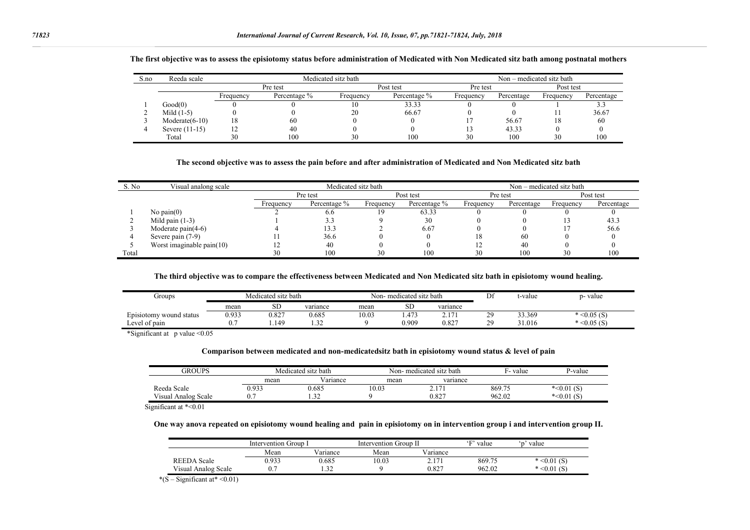**The first objective was to assess the episiotomy status before administration of Medicated with Non Medicated sitz bath among postnatal mothers**

| S.no | Reeda scale | Medicated sitz bath | | | | Non – medicated sitz bath | | | |
|---|---|---|---|---|---|---|---|---|---|
| | | Pre test | | Post test | | Pre test | | Post test | |
| | | Frequency | Percentage % | Frequency | Percentage % | Frequency | Percentage | Frequency | Percentage |
| 1 | Good(0) | 0 | 0 | 10 | 33.33 | 0 | 0 | 1 | 3.3 |
| 2 | Mild (1-5) | 0 | 0 | 20 | 66.67 | 0 | 0 | 11 | 36.67 |
| 3 | Moderate(6-10) | 18 | 60 | 0 | 0 | 17 | 56.67 | 18 | 60 |
| 4 | Severe (11-15) | 12 | 40 | 0 | 0 | 13 | 43.33 | 0 | 0 |
| | Total | 30 | 100 | 30 | 100 | 30 | 100 | 30 | 100 |

**The second objective was to assess the pain before and after administration of Medicated and Non Medicated sitz bath**

| S. No | Visual analong scale | Medicated sitz bath | | | | Non – medicated sitz bath | | | |
|---|---|---|---|---|---|---|---|---|---|
| | | Pre test | | Post test | | Pre test | | Post test | |
| | | Frequency | Percentage % | Frequency | Percentage % | Frequency | Percentage | Frequency | Percentage |
| 1 | No pain(0) | 2 | 6.6 | 19 | 63.33 | 0 | 0 | 0 | 0 |
| 2 | Mild pain (1-3) | 1 | 3.3 | 9 | 30 | 0 | 0 | 13 | 43.3 |
| 3 | Moderate pain(4-6) | 4 | 13.3 | 2 | 6.67 | 0 | 0 | 17 | 56.6 |
| 4 | Severe pain (7-9) | 11 | 36.6 | 0 | 0 | 18 | 60 | 0 | 0 |
| 5 | Worst imaginable pain(10) | 12 | 40 | 0 | 0 | 12 | 40 | 0 | 0 |
| Total | | 30 | 100 | 30 | 100 | 30 | 100 | 30 | 100 |

**The third objective was to compare the effectiveness between Medicated and Non Medicated sitz bath in episiotomy wound healing.**

| Groups | Medicated sitz bath | | | Non- medicated sitz bath | | | Df | t-value | p- value |
|---|---|---|---|---|---|---|---|---|---|
| | mean | SD | variance | mean | SD | variance | | | |
| Episiotomy wound status | 0.933 | 0.827 | 0.685 | 10.03 | 1.473 | 2.171 | 29 | 33.369 | * <0.05 (S) |
| Level of pain | 0.7 | 1.149 | 1.32 | 9 | 0.909 | 0.827 | 29 | 31.016 | * <0.05 (S) |

*Significant at p value <0.05

**Comparison between medicated and non-medicatedsitz bath in episiotomy wound status & level of pain**

| GROUPS | Medicated sitz bath | | Non- medicated sitz bath | | F- value | P-value |
|---|---|---|---|---|---|---|
| | mean | Variance | mean | variance | | |
| Reeda Scale | 0.933 | 0.685 | 10.03 | 2.171 | 869.75 | *<0.01 (S) |
| Visual Analog Scale | 0.7 | 1.32 | 9 | 0.827 | 962.02 | *<0.01 (S) |

Significant at *<0.01

**One way anova repeated on episiotomy wound healing and pain in episiotomy on in intervention group i and intervention group II.**

| | Intervention Group I | | Intervention Group II | | 'F' value | 'p' value |
|---|---|---|---|---|---|---|
| | Mean | Variance | Mean | Variance | | |
| REEDA Scale | 0.933 | 0.685 | 10.03 | 2.171 | 869.75 | * <0.01 (S) |
| Visual Analog Scale | 0.7 | 1.32 | 9 | 0.827 | 962.02 | * <0.01 (S) |

*(S – Significant at* <0.01)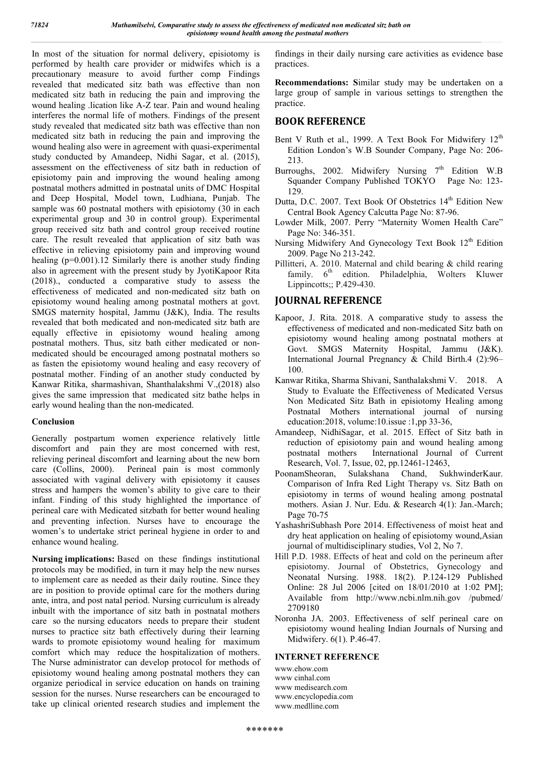In most of the situation for normal delivery, episiotomy is performed by health care provider or midwifes which is a precautionary measure to avoid further comp Findings revealed that medicated sitz bath was effective than non medicated sitz bath in reducing the pain and improving the wound healing .lication like A-Z tear. Pain and wound healing interferes the normal life of mothers. Findings of the present study revealed that medicated sitz bath was effective than non medicated sitz bath in reducing the pain and improving the wound healing also were in agreement with quasi-experimental study conducted by Amandeep, Nidhi Sagar, et al. (2015), assessment on the effectiveness of sitz bath in reduction of episiotomy pain and improving the wound healing among postnatal mothers admitted in postnatal units of DMC Hospital and Deep Hospital, Model town, Ludhiana, Punjab. The sample was 60 postnatal mothers with episiotomy (30 in each experimental group and 30 in control group). Experimental group received sitz bath and control group received routine care. The result revealed that application of sitz bath was effective in relieving episiotomy pain and improving wound healing (p=0.001).12 Similarly there is another study finding also in agreement with the present study by JyotiKapoor Rita (2018)., conducted a comparative study to assess the effectiveness of medicated and non-medicated sitz bath on episiotomy wound healing among postnatal mothers at govt. SMGS maternity hospital, Jammu (J&K), India. The results revealed that both medicated and non-medicated sitz bath are equally effective in episiotomy wound healing among postnatal mothers. Thus, sitz bath either medicated or non-medicated should be encouraged among postnatal mothers so as fasten the episiotomy wound healing and easy recovery of postnatal mother. Finding of an another study conducted by Kanwar Ritika, sharmashivan, Shanthalakshmi V.,(2018) also gives the same impression that medicated sitz bathe helps in early wound healing than the non-medicated.

## Conclusion

Generally postpartum women experience relatively little discomfort and pain they are most concerned with rest, relieving perineal discomfort and learning about the new born care (Collins, 2000). Perineal pain is most commonly associated with vaginal delivery with episiotomy it causes stress and hampers the women's ability to give care to their infant. Finding of this study highlighted the importance of perineal care with Medicated sitzbath for better wound healing and preventing infection. Nurses have to encourage the women's to undertake strict perineal hygiene in order to and enhance wound healing.

**Nursing implications:** Based on these findings institutional protocols may be modified, in turn it may help the new nurses to implement care as needed as their daily routine. Since they are in position to provide optimal care for the mothers during ante, intra, and post natal period. Nursing curriculum is already inbuilt with the importance of sitz bath in postnatal mothers care so the nursing educators needs to prepare their student nurses to practice sitz bath effectively during their learning wards to promote episiotomy wound healing for maximum comfort which may reduce the hospitalization of mothers. The Nurse administrator can develop protocol for methods of episiotomy wound healing among postnatal mothers they can organize periodical in service education on hands on training session for the nurses. Nurse researchers can be encouraged to take up clinical oriented research studies and implement the findings in their daily nursing care activities as evidence base practices.

**Recommendations:** Similar study may be undertaken on a large group of sample in various settings to strengthen the practice.

## BOOK REFERENCE

Bent V Ruth et al., 1999. A Text Book For Midwifery 12th Edition London's W.B Sounder Company, Page No: 206-213.

Burroughs, 2002. Midwifery Nursing 7th Edition W.B Squander Company Published TOKYO Page No: 123-129.

Dutta, D.C. 2007. Text Book Of Obstetrics 14th Edition New Central Book Agency Calcutta Page No: 87-96.

Lowder Milk, 2007. Perry "Maternity Women Health Care" Page No: 346-351.

Nursing Midwifery And Gynecology Text Book 12th Edition 2009. Page No 213-242.

Pillitteri, A. 2010. Maternal and child bearing & child rearing family. 6th edition. Philadelphia, Wolters Kluwer Lippincotts;; P.429-430.

## JOURNAL REFERENCE

Kapoor, J. Rita. 2018. A comparative study to assess the effectiveness of medicated and non-medicated Sitz bath on episiotomy wound healing among postnatal mothers at Govt. SMGS Maternity Hospital, Jammu (J&K). International Journal Pregnancy & Child Birth.4 (2):96–100.

Kanwar Ritika, Sharma Shivani, Santhalakshmi V. 2018. A Study to Evaluate the Effectiveness of Medicated Versus Non Medicated Sitz Bath in episiotomy Healing among Postnatal Mothers international journal of nursing education:2018, volume:10.issue :1,pp 33-36,

Amandeep, NidhiSagar, et al. 2015. Effect of Sitz bath in reduction of episiotomy pain and wound healing among postnatal mothers International Journal of Current Research, Vol. 7, Issue, 02, pp.12461-12463,

PoonamSheoran, Sulakshana Chand, SukhwinderKaur. Comparison of Infra Red Light Therapy vs. Sitz Bath on episiotomy in terms of wound healing among postnatal mothers. Asian J. Nur. Edu. & Research 4(1): Jan.-March; Page 70-75

YashashriSubhash Pore 2014. Effectiveness of moist heat and dry heat application on healing of episiotomy wound,Asian journal of multidisciplinary studies, Vol 2, No 7.

Hill P.D. 1988. Effects of heat and cold on the perineum after episiotomy. Journal of Obstetrics, Gynecology and Neonatal Nursing. 1988. 18(2). P.124-129 Published Online: 28 Jul 2006 [cited on 18/01/2010 at 1:02 PM]; Available from http://www.ncbi.nlm.nih.gov /pubmed/ 2709180

Noronha JA. 2003. Effectiveness of self perineal care on episiotomy wound healing Indian Journals of Nursing and Midwifery. 6(1). P.46-47.

### INTERNET REFERENCE

www.ehow.com
www cinhal.com
www medisearch.com
www.encyclopedia.com
www.medlline.com

*******